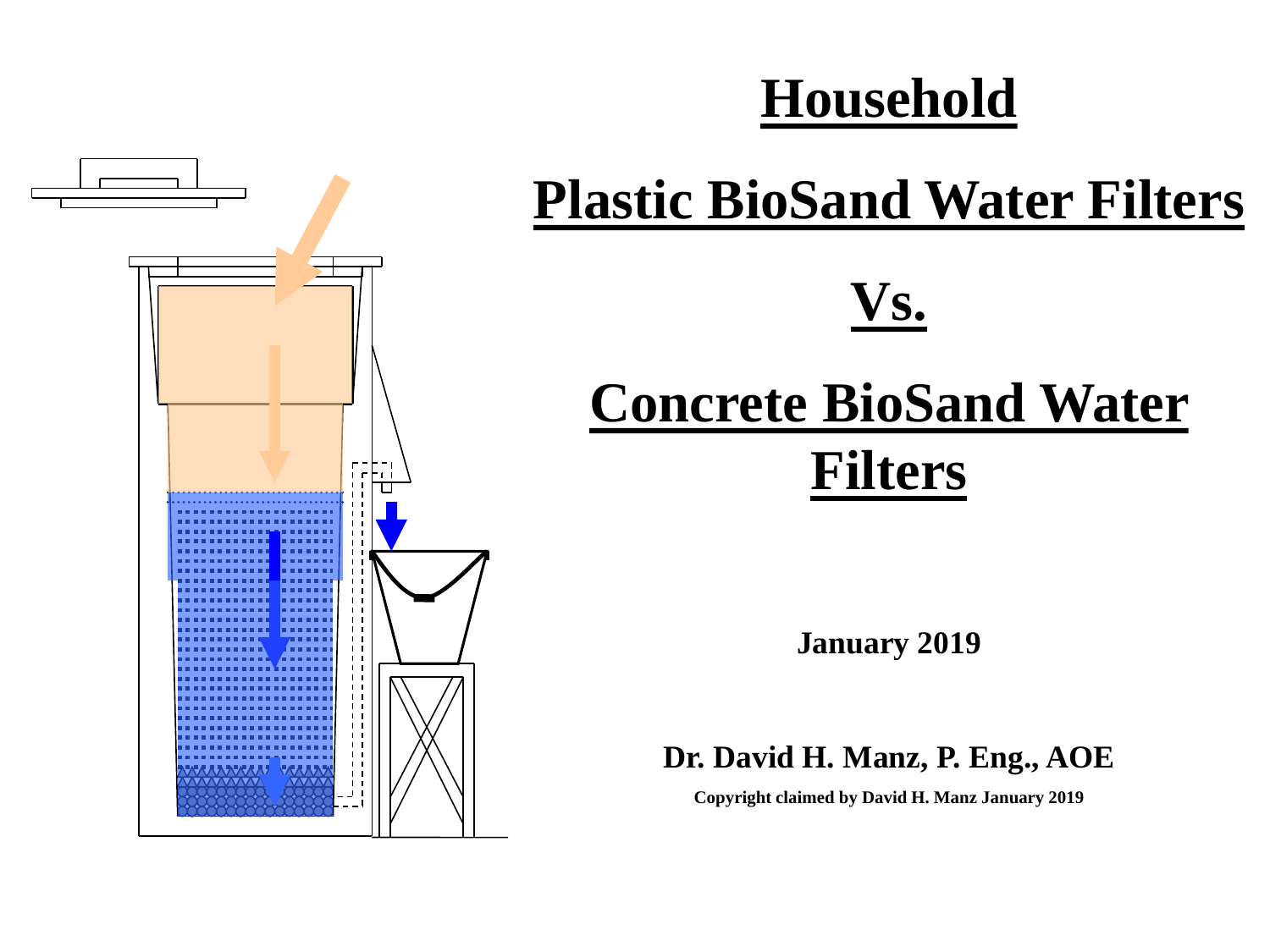# Household

# Plastic BioSand Water Filters

# Vs.

# Concrete BioSand Water Filters

**January 2019**

**Dr. David H. Manz, P. Eng., AOE**

**Copyright claimed by David H. Manz January 2019**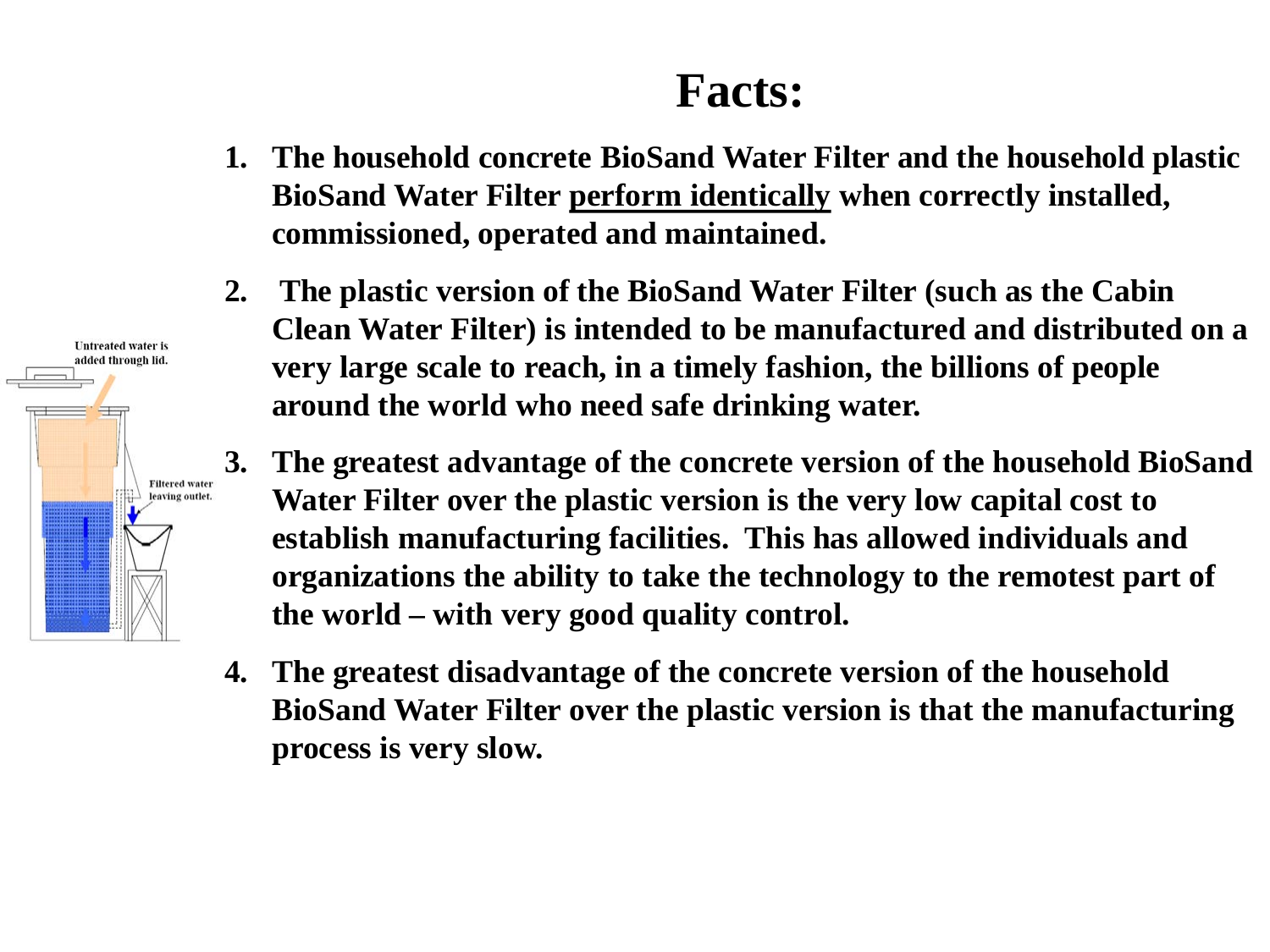# Facts:

1. **The household concrete BioSand Water Filter and the household plastic BioSand Water Filter <u>perform identically</u> when correctly installed, commissioned, operated and maintained.**

2. **The plastic version of the BioSand Water Filter (such as the Cabin Clean Water Filter) is intended to be manufactured and distributed on a very large scale to reach, in a timely fashion, the billions of people around the world who need safe drinking water.**

3. **The greatest advantage of the concrete version of the household BioSand Water Filter over the plastic version is the very low capital cost to establish manufacturing facilities. This has allowed individuals and organizations the ability to take the technology to the remotest part of the world – with very good quality control.**

4. **The greatest disadvantage of the concrete version of the household BioSand Water Filter over the plastic version is that the manufacturing process is very slow.**

Untreated water is added through lid.

Filtered water leaving outlet.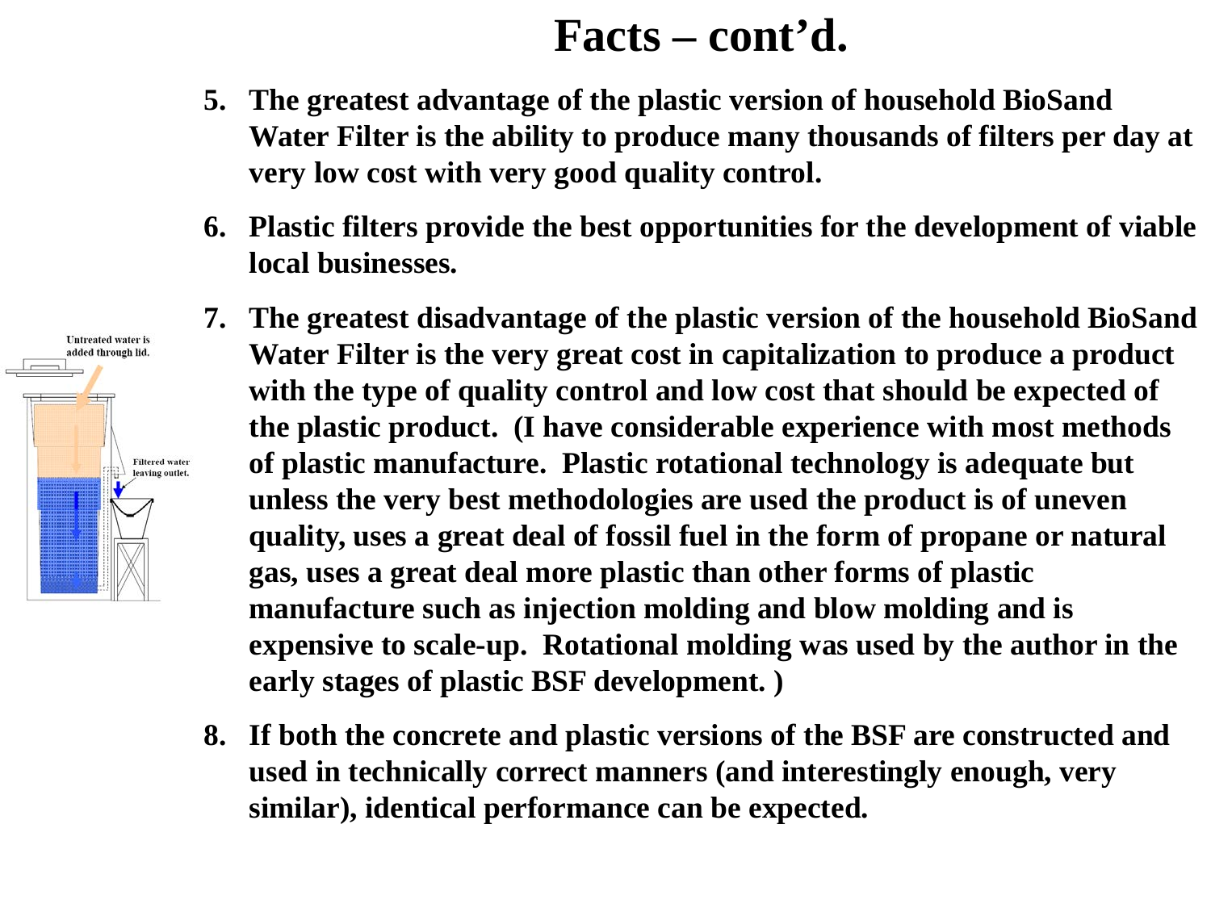# Facts – cont'd.

5. **The greatest advantage of the plastic version of household BioSand Water Filter is the ability to produce many thousands of filters per day at very low cost with very good quality control.**
6. **Plastic filters provide the best opportunities for the development of viable local businesses.**
7. **The greatest disadvantage of the plastic version of the household BioSand Water Filter is the very great cost in capitalization to produce a product with the type of quality control and low cost that should be expected of the plastic product. (I have considerable experience with most methods of plastic manufacture. Plastic rotational technology is adequate but unless the very best methodologies are used the product is of uneven quality, uses a great deal of fossil fuel in the form of propane or natural gas, uses a great deal more plastic than other forms of plastic manufacture such as injection molding and blow molding and is expensive to scale-up. Rotational molding was used by the author in the early stages of plastic BSF development. )**
8. **If both the concrete and plastic versions of the BSF are constructed and used in technically correct manners (and interestingly enough, very similar), identical performance can be expected.**

Untreated water is added through lid.

Filtered water leaving outlet.